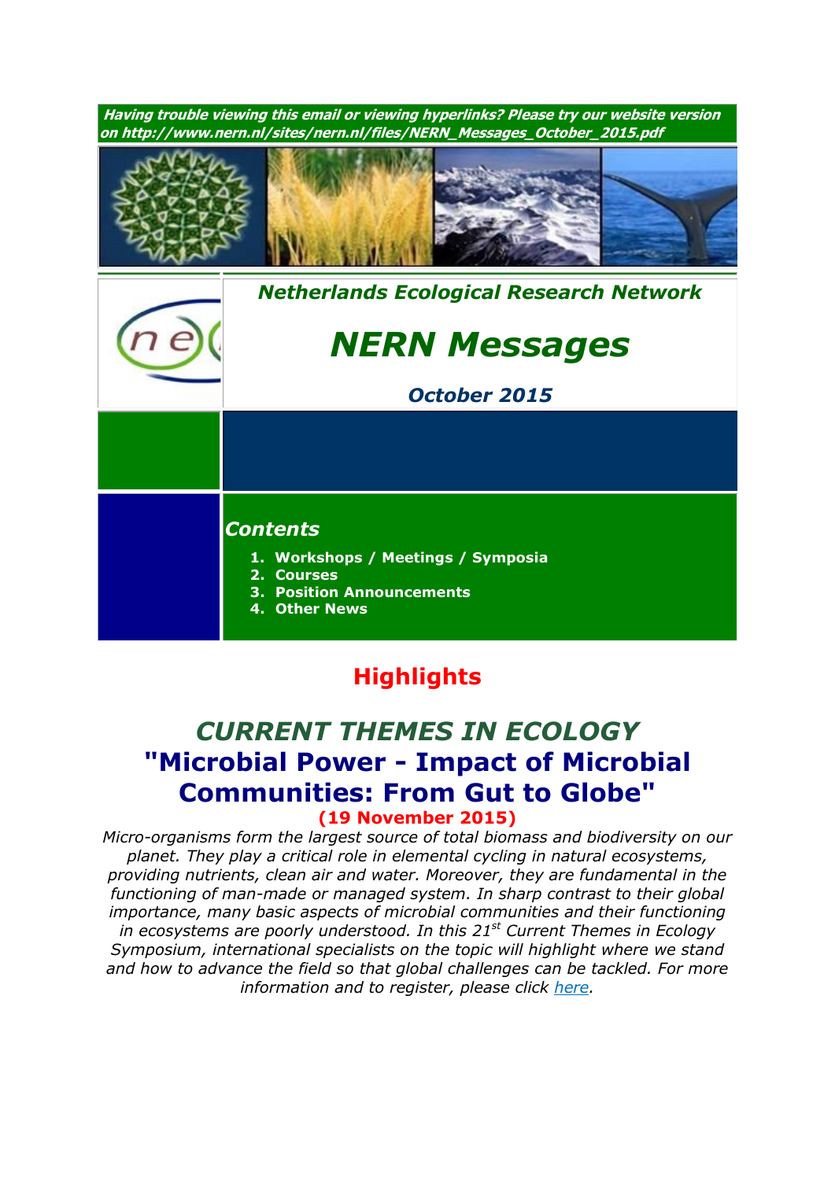***Having trouble viewing this email or viewing hyperlinks? Please try our website version on http://www.nern.nl/sites/nern.nl/files/NERN_Messages_October_2015.pdf***

***Netherlands Ecological Research Network***

# *NERN Messages*

***October 2015***

## *Contents*

1. **Workshops / Meetings / Symposia**
2. **Courses**
3. **Position Announcements**
4. **Other News**

## Highlights

## *CURRENT THEMES IN ECOLOGY*
## "Microbial Power - Impact of Microbial Communities: From Gut to Globe"

**(19 November 2015)**

*Micro-organisms form the largest source of total biomass and biodiversity on our planet. They play a critical role in elemental cycling in natural ecosystems, providing nutrients, clean air and water. Moreover, they are fundamental in the functioning of man-made or managed system. In sharp contrast to their global importance, many basic aspects of microbial communities and their functioning in ecosystems are poorly understood. In this 21st Current Themes in Ecology Symposium, international specialists on the topic will highlight where we stand and how to advance the field so that global challenges can be tackled. For more information and to register, please click here.*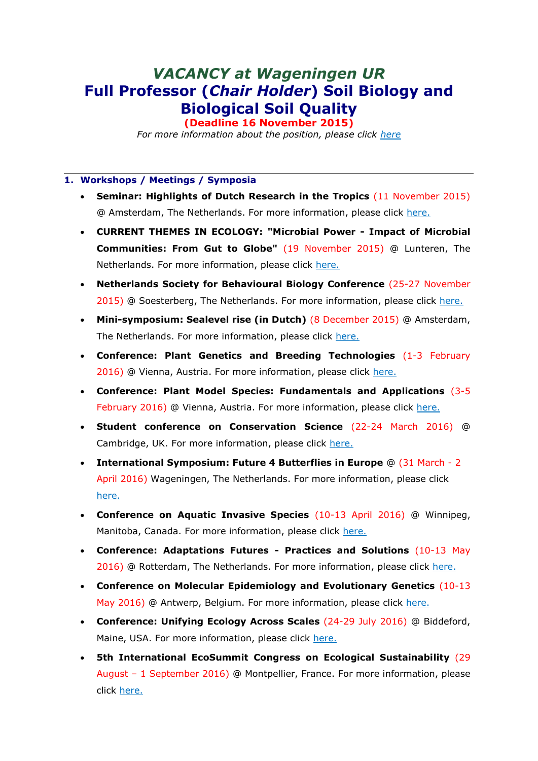# *VACANCY at Wageningen UR*
# Full Professor (*Chair Holder*) Soil Biology and Biological Soil Quality

**(Deadline 16 November 2015)**

*For more information about the position, please click here*

---

## 1. Workshops / Meetings / Symposia

- **Seminar: Highlights of Dutch Research in the Tropics** (11 November 2015) @ Amsterdam, The Netherlands. For more information, please click here.
- **CURRENT THEMES IN ECOLOGY: "Microbial Power - Impact of Microbial Communities: From Gut to Globe"** (19 November 2015) @ Lunteren, The Netherlands. For more information, please click here.
- **Netherlands Society for Behavioural Biology Conference** (25-27 November 2015) @ Soesterberg, The Netherlands. For more information, please click here.
- **Mini-symposium: Sealevel rise (in Dutch)** (8 December 2015) @ Amsterdam, The Netherlands. For more information, please click here.
- **Conference: Plant Genetics and Breeding Technologies** (1-3 February 2016) @ Vienna, Austria. For more information, please click here.
- **Conference: Plant Model Species: Fundamentals and Applications** (3-5 February 2016) @ Vienna, Austria. For more information, please click here.
- **Student conference on Conservation Science** (22-24 March 2016) @ Cambridge, UK. For more information, please click here.
- **International Symposium: Future 4 Butterflies in Europe** @ (31 March - 2 April 2016) Wageningen, The Netherlands. For more information, please click here.
- **Conference on Aquatic Invasive Species** (10-13 April 2016) @ Winnipeg, Manitoba, Canada. For more information, please click here.
- **Conference: Adaptations Futures - Practices and Solutions** (10-13 May 2016) @ Rotterdam, The Netherlands. For more information, please click here.
- **Conference on Molecular Epidemiology and Evolutionary Genetics** (10-13 May 2016) @ Antwerp, Belgium. For more information, please click here.
- **Conference: Unifying Ecology Across Scales** (24-29 July 2016) @ Biddeford, Maine, USA. For more information, please click here.
- **5th International EcoSummit Congress on Ecological Sustainability** (29 August – 1 September 2016) @ Montpellier, France. For more information, please click here.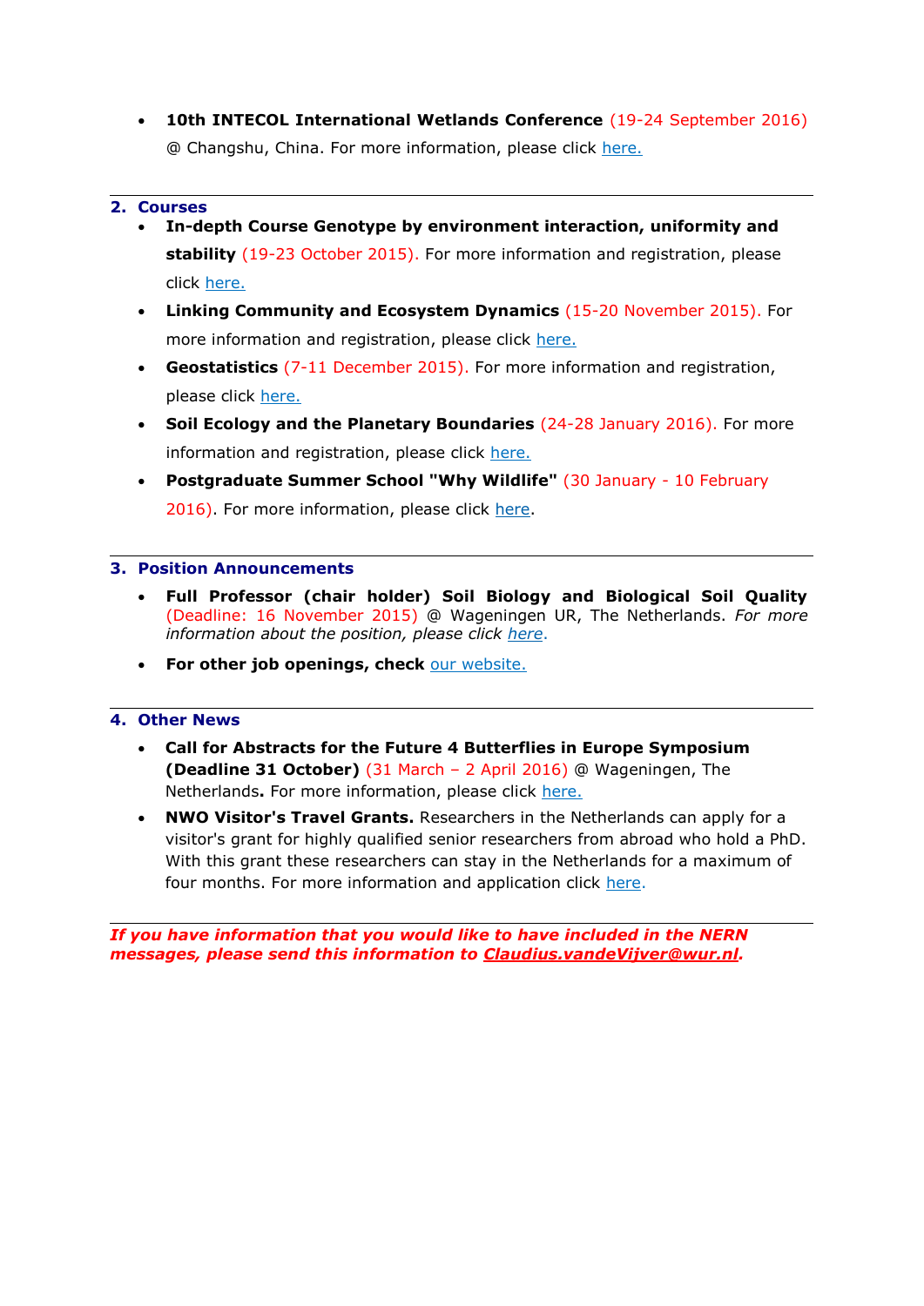- **10th INTECOL International Wetlands Conference** (19-24 September 2016) @ Changshu, China. For more information, please click here.

---

## 2. Courses

- **In-depth Course Genotype by environment interaction, uniformity and stability** (19-23 October 2015). For more information and registration, please click here.
- **Linking Community and Ecosystem Dynamics** (15-20 November 2015). For more information and registration, please click here.
- **Geostatistics** (7-11 December 2015). For more information and registration, please click here.
- **Soil Ecology and the Planetary Boundaries** (24-28 January 2016). For more information and registration, please click here.
- **Postgraduate Summer School "Why Wildlife"** (30 January - 10 February 2016). For more information, please click here.

---

## 3. Position Announcements

- **Full Professor (chair holder) Soil Biology and Biological Soil Quality** (Deadline: 16 November 2015) @ Wageningen UR, The Netherlands. *For more information about the position, please click here.*
- **For other job openings, check** our website.

---

## 4. Other News

- **Call for Abstracts for the Future 4 Butterflies in Europe Symposium (Deadline 31 October)** (31 March – 2 April 2016) @ Wageningen, The Netherlands**.** For more information, please click here.
- **NWO Visitor's Travel Grants.** Researchers in the Netherlands can apply for a visitor's grant for highly qualified senior researchers from abroad who hold a PhD. With this grant these researchers can stay in the Netherlands for a maximum of four months. For more information and application click here.

---

***If you have information that you would like to have included in the NERN messages, please send this information to Claudius.vandeVijver@wur.nl.***